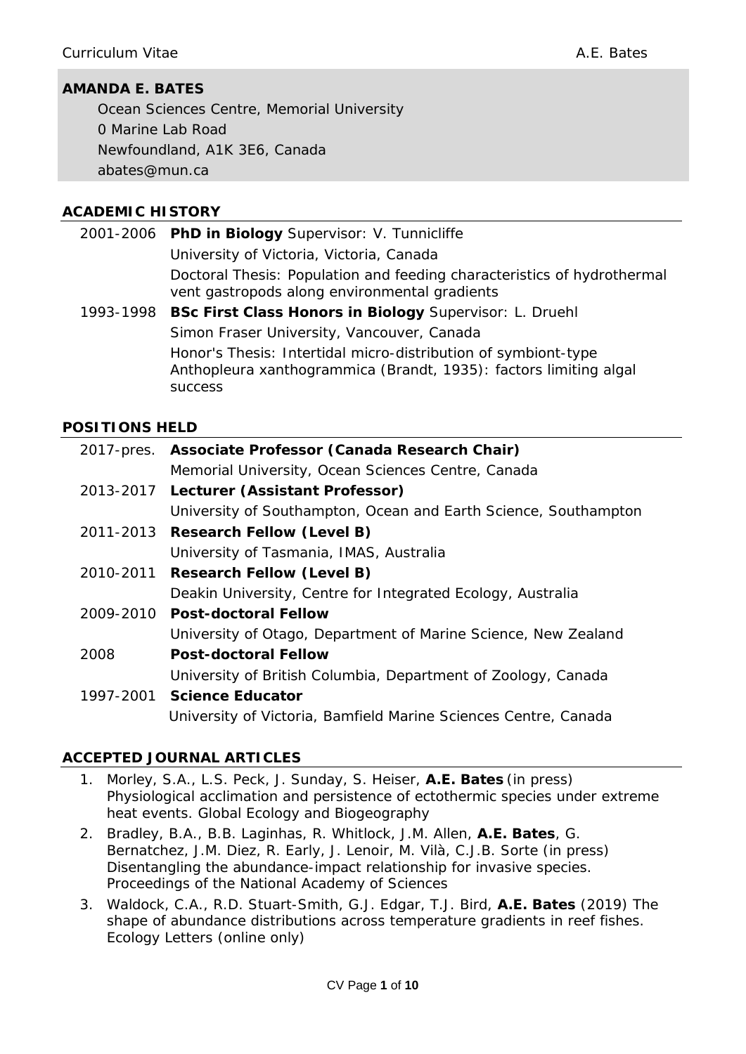**AMANDA E. BATES**

Ocean Sciences Centre, Memorial University
0 Marine Lab Road
Newfoundland, A1K 3E6, Canada
abates@mun.ca

## ACADEMIC HISTORY

| | |
|---|---|
| 2001-2006 | **PhD in Biology** Supervisor: V. Tunnicliffe<br>University of Victoria, Victoria, Canada<br>Doctoral Thesis: Population and feeding characteristics of hydrothermal vent gastropods along environmental gradients |
| 1993-1998 | **BSc First Class Honors in Biology** Supervisor: L. Druehl<br>Simon Fraser University, Vancouver, Canada<br>Honor's Thesis: Intertidal micro-distribution of symbiont-type Anthopleura xanthogrammica (Brandt, 1935): factors limiting algal success |

## POSITIONS HELD

| | |
|---|---|
| 2017-pres. | **Associate Professor (Canada Research Chair)**<br>Memorial University, Ocean Sciences Centre, Canada |
| 2013-2017 | **Lecturer (Assistant Professor)**<br>University of Southampton, Ocean and Earth Science, Southampton |
| 2011-2013 | **Research Fellow (Level B)**<br>University of Tasmania, IMAS, Australia |
| 2010-2011 | **Research Fellow (Level B)**<br>Deakin University, Centre for Integrated Ecology, Australia |
| 2009-2010 | **Post-doctoral Fellow**<br>University of Otago, Department of Marine Science, New Zealand |
| 2008 | **Post-doctoral Fellow**<br>University of British Columbia, Department of Zoology, Canada |
| 1997-2001 | **Science Educator**<br>University of Victoria, Bamfield Marine Sciences Centre, Canada |

## ACCEPTED JOURNAL ARTICLES

1. Morley, S.A., L.S. Peck, J. Sunday, S. Heiser, **A.E. Bates** (in press) Physiological acclimation and persistence of ectothermic species under extreme heat events. Global Ecology and Biogeography
2. Bradley, B.A., B.B. Laginhas, R. Whitlock, J.M. Allen, **A.E. Bates**, G. Bernatchez, J.M. Diez, R. Early, J. Lenoir, M. Vilà, C.J.B. Sorte (in press) Disentangling the abundance-impact relationship for invasive species. Proceedings of the National Academy of Sciences
3. Waldock, C.A., R.D. Stuart-Smith, G.J. Edgar, T.J. Bird, **A.E. Bates** (2019) The shape of abundance distributions across temperature gradients in reef fishes. Ecology Letters (online only)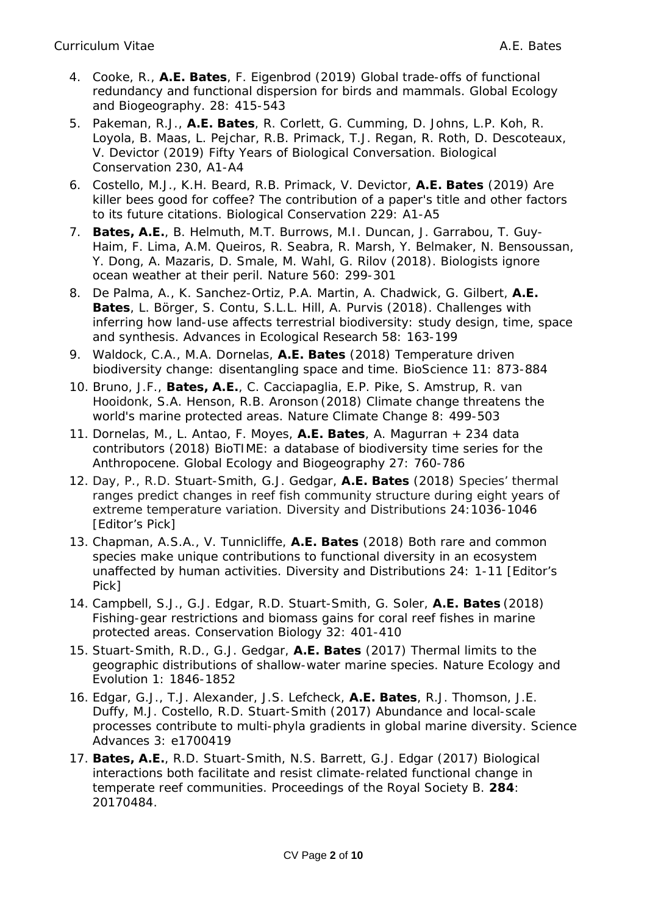4. Cooke, R., **A.E. Bates**, F. Eigenbrod (2019) Global trade-offs of functional redundancy and functional dispersion for birds and mammals. Global Ecology and Biogeography. 28: 415-543
5. Pakeman, R.J., **A.E. Bates**, R. Corlett, G. Cumming, D. Johns, L.P. Koh, R. Loyola, B. Maas, L. Pejchar, R.B. Primack, T.J. Regan, R. Roth, D. Descoteaux, V. Devictor (2019) Fifty Years of Biological Conversation. Biological Conservation 230, A1-A4
6. Costello, M.J., K.H. Beard, R.B. Primack, V. Devictor, **A.E. Bates** (2019) Are killer bees good for coffee? The contribution of a paper's title and other factors to its future citations. Biological Conservation 229: A1-A5
7. **Bates, A.E.**, B. Helmuth, M.T. Burrows, M.I. Duncan, J. Garrabou, T. Guy-Haim, F. Lima, A.M. Queiros, R. Seabra, R. Marsh, Y. Belmaker, N. Bensoussan, Y. Dong, A. Mazaris, D. Smale, M. Wahl, G. Rilov (2018). Biologists ignore ocean weather at their peril. Nature 560: 299-301
8. De Palma, A., K. Sanchez-Ortiz, P.A. Martin, A. Chadwick, G. Gilbert, **A.E. Bates**, L. Börger, S. Contu, S.L.L. Hill, A. Purvis (2018). Challenges with inferring how land-use affects terrestrial biodiversity: study design, time, space and synthesis. Advances in Ecological Research 58: 163-199
9. Waldock, C.A., M.A. Dornelas, **A.E. Bates** (2018) Temperature driven biodiversity change: disentangling space and time. BioScience 11: 873-884
10. Bruno, J.F., **Bates, A.E.**, C. Cacciapaglia, E.P. Pike, S. Amstrup, R. van Hooidonk, S.A. Henson, R.B. Aronson (2018) Climate change threatens the world's marine protected areas. Nature Climate Change 8: 499-503
11. Dornelas, M., L. Antao, F. Moyes, **A.E. Bates**, A. Magurran + 234 data contributors (2018) BioTIME: a database of biodiversity time series for the Anthropocene. Global Ecology and Biogeography 27: 760-786
12. Day, P., R.D. Stuart-Smith, G.J. Gedgar, **A.E. Bates** (2018) Species' thermal ranges predict changes in reef fish community structure during eight years of extreme temperature variation. Diversity and Distributions 24:1036-1046 [Editor's Pick]
13. Chapman, A.S.A., V. Tunnicliffe, **A.E. Bates** (2018) Both rare and common species make unique contributions to functional diversity in an ecosystem unaffected by human activities. Diversity and Distributions 24: 1-11 [Editor's Pick]
14. Campbell, S.J., G.J. Edgar, R.D. Stuart-Smith, G. Soler, **A.E. Bates** (2018) Fishing-gear restrictions and biomass gains for coral reef fishes in marine protected areas. Conservation Biology 32: 401-410
15. Stuart-Smith, R.D., G.J. Gedgar, **A.E. Bates** (2017) Thermal limits to the geographic distributions of shallow-water marine species. Nature Ecology and Evolution 1: 1846-1852
16. Edgar, G.J., T.J. Alexander, J.S. Lefcheck, **A.E. Bates**, R.J. Thomson, J.E. Duffy, M.J. Costello, R.D. Stuart-Smith (2017) Abundance and local-scale processes contribute to multi-phyla gradients in global marine diversity. Science Advances 3: e1700419
17. **Bates, A.E.**, R.D. Stuart-Smith, N.S. Barrett, G.J. Edgar (2017) Biological interactions both facilitate and resist climate-related functional change in temperate reef communities. Proceedings of the Royal Society B. **284**: 20170484.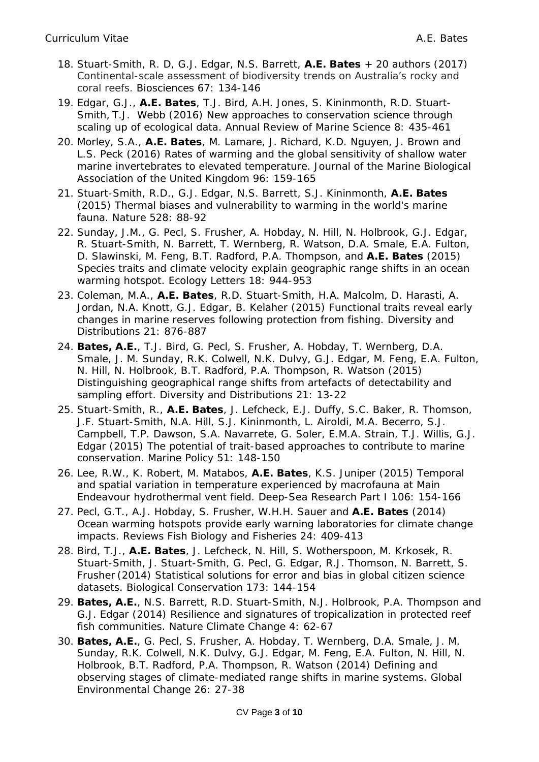18. Stuart-Smith, R. D, G.J. Edgar, N.S. Barrett, **A.E. Bates** + 20 authors (2017) Continental-scale assessment of biodiversity trends on Australia's rocky and coral reefs. Biosciences 67: 134-146
19. Edgar, G.J., **A.E. Bates**, T.J. Bird, A.H. Jones, S. Kininmonth, R.D. Stuart-Smith, T.J. Webb (2016) New approaches to conservation science through scaling up of ecological data. Annual Review of Marine Science 8: 435-461
20. Morley, S.A., **A.E. Bates**, M. Lamare, J. Richard, K.D. Nguyen, J. Brown and L.S. Peck (2016) Rates of warming and the global sensitivity of shallow water marine invertebrates to elevated temperature. Journal of the Marine Biological Association of the United Kingdom 96: 159-165
21. Stuart-Smith, R.D., G.J. Edgar, N.S. Barrett, S.J. Kininmonth, **A.E. Bates** (2015) Thermal biases and vulnerability to warming in the world's marine fauna. Nature 528: 88-92
22. Sunday, J.M., G. Pecl, S. Frusher, A. Hobday, N. Hill, N. Holbrook, G.J. Edgar, R. Stuart-Smith, N. Barrett, T. Wernberg, R. Watson, D.A. Smale, E.A. Fulton, D. Slawinski, M. Feng, B.T. Radford, P.A. Thompson, and **A.E. Bates** (2015) Species traits and climate velocity explain geographic range shifts in an ocean warming hotspot. Ecology Letters 18: 944-953
23. Coleman, M.A., **A.E. Bates**, R.D. Stuart-Smith, H.A. Malcolm, D. Harasti, A. Jordan, N.A. Knott, G.J. Edgar, B. Kelaher (2015) Functional traits reveal early changes in marine reserves following protection from fishing. Diversity and Distributions 21: 876-887
24. **Bates, A.E.**, T.J. Bird, G. Pecl, S. Frusher, A. Hobday, T. Wernberg, D.A. Smale, J. M. Sunday, R.K. Colwell, N.K. Dulvy, G.J. Edgar, M. Feng, E.A. Fulton, N. Hill, N. Holbrook, B.T. Radford, P.A. Thompson, R. Watson (2015) Distinguishing geographical range shifts from artefacts of detectability and sampling effort. Diversity and Distributions 21: 13-22
25. Stuart-Smith, R., **A.E. Bates**, J. Lefcheck, E.J. Duffy, S.C. Baker, R. Thomson, J.F. Stuart-Smith, N.A. Hill, S.J. Kininmonth, L. Airoldi, M.A. Becerro, S.J. Campbell, T.P. Dawson, S.A. Navarrete, G. Soler, E.M.A. Strain, T.J. Willis, G.J. Edgar (2015) The potential of trait-based approaches to contribute to marine conservation. Marine Policy 51: 148-150
26. Lee, R.W., K. Robert, M. Matabos, **A.E. Bates**, K.S. Juniper (2015) Temporal and spatial variation in temperature experienced by macrofauna at Main Endeavour hydrothermal vent field. Deep-Sea Research Part I 106: 154-166
27. Pecl, G.T., A.J. Hobday, S. Frusher, W.H.H. Sauer and **A.E. Bates** (2014) Ocean warming hotspots provide early warning laboratories for climate change impacts. Reviews Fish Biology and Fisheries 24: 409-413
28. Bird, T.J., **A.E. Bates**, J. Lefcheck, N. Hill, S. Wotherspoon, M. Krkosek, R. Stuart-Smith, J. Stuart-Smith, G. Pecl, G. Edgar, R.J. Thomson, N. Barrett, S. Frusher (2014) Statistical solutions for error and bias in global citizen science datasets. Biological Conservation 173: 144-154
29. **Bates, A.E.**, N.S. Barrett, R.D. Stuart-Smith, N.J. Holbrook, P.A. Thompson and G.J. Edgar (2014) Resilience and signatures of tropicalization in protected reef fish communities. Nature Climate Change 4: 62-67
30. **Bates, A.E.**, G. Pecl, S. Frusher, A. Hobday, T. Wernberg, D.A. Smale, J. M. Sunday, R.K. Colwell, N.K. Dulvy, G.J. Edgar, M. Feng, E.A. Fulton, N. Hill, N. Holbrook, B.T. Radford, P.A. Thompson, R. Watson (2014) Defining and observing stages of climate-mediated range shifts in marine systems. Global Environmental Change 26: 27-38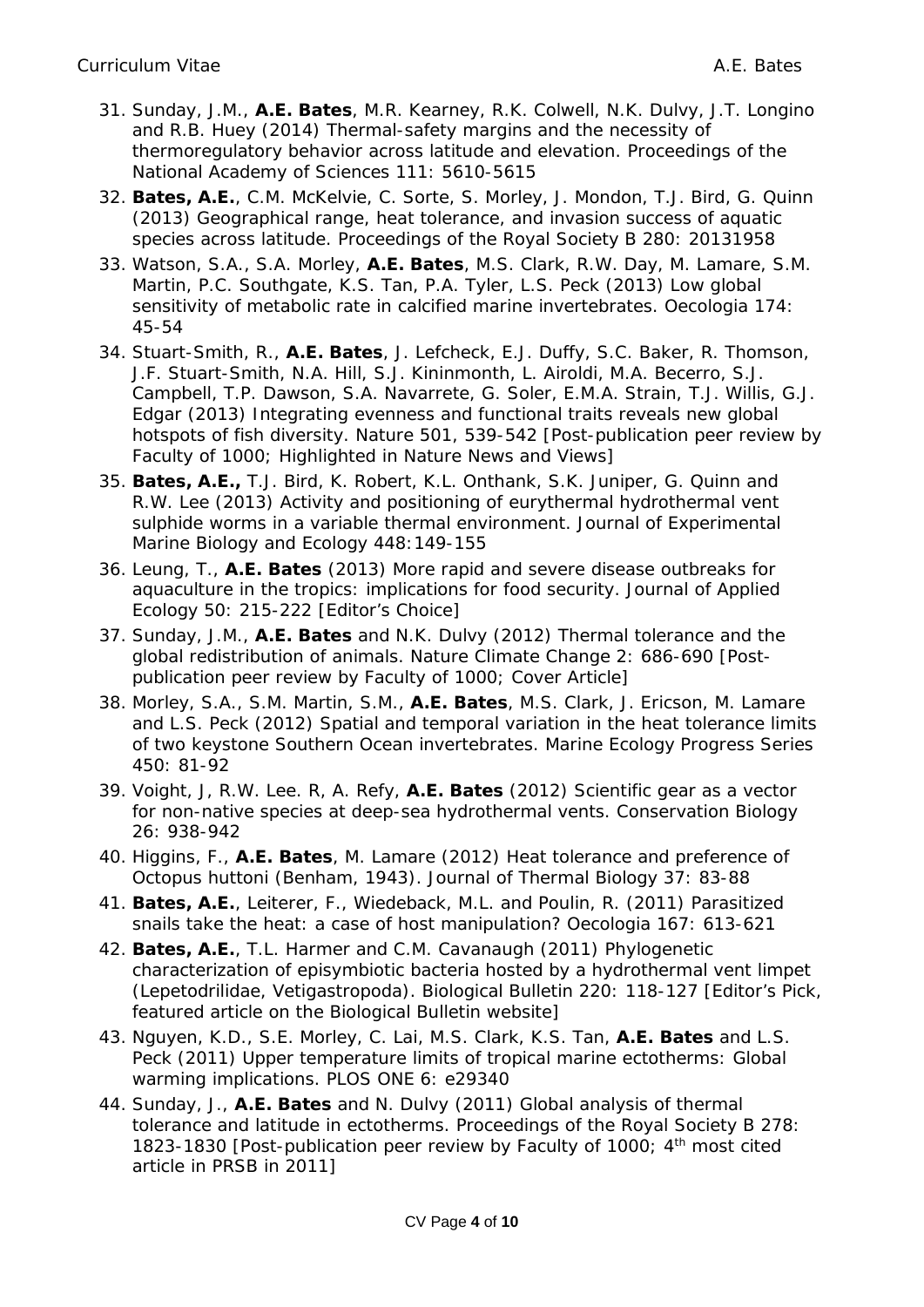31. Sunday, J.M., **A.E. Bates**, M.R. Kearney, R.K. Colwell, N.K. Dulvy, J.T. Longino and R.B. Huey (2014) Thermal-safety margins and the necessity of thermoregulatory behavior across latitude and elevation. Proceedings of the National Academy of Sciences 111: 5610-5615
32. **Bates, A.E.**, C.M. McKelvie, C. Sorte, S. Morley, J. Mondon, T.J. Bird, G. Quinn (2013) Geographical range, heat tolerance, and invasion success of aquatic species across latitude. Proceedings of the Royal Society B 280: 20131958
33. Watson, S.A., S.A. Morley, **A.E. Bates**, M.S. Clark, R.W. Day, M. Lamare, S.M. Martin, P.C. Southgate, K.S. Tan, P.A. Tyler, L.S. Peck (2013) Low global sensitivity of metabolic rate in calcified marine invertebrates. Oecologia 174: 45-54
34. Stuart-Smith, R., **A.E. Bates**, J. Lefcheck, E.J. Duffy, S.C. Baker, R. Thomson, J.F. Stuart-Smith, N.A. Hill, S.J. Kininmonth, L. Airoldi, M.A. Becerro, S.J. Campbell, T.P. Dawson, S.A. Navarrete, G. Soler, E.M.A. Strain, T.J. Willis, G.J. Edgar (2013) Integrating evenness and functional traits reveals new global hotspots of fish diversity. Nature 501, 539-542 [Post-publication peer review by Faculty of 1000; Highlighted in Nature News and Views]
35. **Bates, A.E.,** T.J. Bird, K. Robert, K.L. Onthank, S.K. Juniper, G. Quinn and R.W. Lee (2013) Activity and positioning of eurythermal hydrothermal vent sulphide worms in a variable thermal environment. Journal of Experimental Marine Biology and Ecology 448:149-155
36. Leung, T., **A.E. Bates** (2013) More rapid and severe disease outbreaks for aquaculture in the tropics: implications for food security. Journal of Applied Ecology 50: 215-222 [Editor's Choice]
37. Sunday, J.M., **A.E. Bates** and N.K. Dulvy (2012) Thermal tolerance and the global redistribution of animals. Nature Climate Change 2: 686-690 [Post-publication peer review by Faculty of 1000; Cover Article]
38. Morley, S.A., S.M. Martin, S.M., **A.E. Bates**, M.S. Clark, J. Ericson, M. Lamare and L.S. Peck (2012) Spatial and temporal variation in the heat tolerance limits of two keystone Southern Ocean invertebrates. Marine Ecology Progress Series 450: 81-92
39. Voight, J, R.W. Lee. R, A. Refy, **A.E. Bates** (2012) Scientific gear as a vector for non-native species at deep-sea hydrothermal vents. Conservation Biology 26: 938-942
40. Higgins, F., **A.E. Bates**, M. Lamare (2012) Heat tolerance and preference of Octopus huttoni (Benham, 1943). Journal of Thermal Biology 37: 83-88
41. **Bates, A.E.**, Leiterer, F., Wiedeback, M.L. and Poulin, R. (2011) Parasitized snails take the heat: a case of host manipulation? Oecologia 167: 613-621
42. **Bates, A.E.**, T.L. Harmer and C.M. Cavanaugh (2011) Phylogenetic characterization of episymbiotic bacteria hosted by a hydrothermal vent limpet (Lepetodrilidae, Vetigastropoda). Biological Bulletin 220: 118-127 [Editor's Pick, featured article on the Biological Bulletin website]
43. Nguyen, K.D., S.E. Morley, C. Lai, M.S. Clark, K.S. Tan, **A.E. Bates** and L.S. Peck (2011) Upper temperature limits of tropical marine ectotherms: Global warming implications. PLOS ONE 6: e29340
44. Sunday, J., **A.E. Bates** and N. Dulvy (2011) Global analysis of thermal tolerance and latitude in ectotherms. Proceedings of the Royal Society B 278: 1823-1830 [Post-publication peer review by Faculty of 1000; 4th most cited article in PRSB in 2011]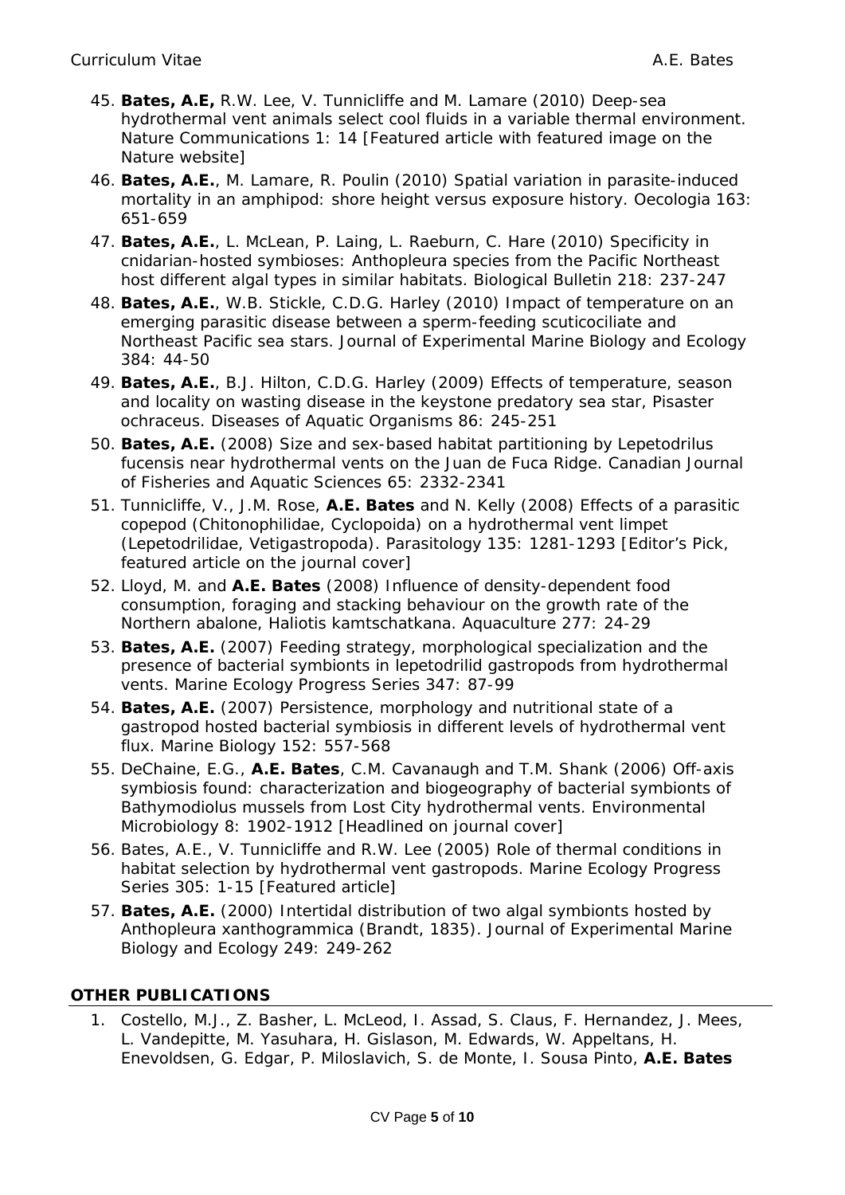45. **Bates, A.E,** R.W. Lee, V. Tunnicliffe and M. Lamare (2010) Deep-sea hydrothermal vent animals select cool fluids in a variable thermal environment. Nature Communications 1: 14 [Featured article with featured image on the Nature website]
46. **Bates, A.E.**, M. Lamare, R. Poulin (2010) Spatial variation in parasite-induced mortality in an amphipod: shore height versus exposure history. Oecologia 163: 651-659
47. **Bates, A.E.**, L. McLean, P. Laing, L. Raeburn, C. Hare (2010) Specificity in cnidarian-hosted symbioses: Anthopleura species from the Pacific Northeast host different algal types in similar habitats. Biological Bulletin 218: 237-247
48. **Bates, A.E.**, W.B. Stickle, C.D.G. Harley (2010) Impact of temperature on an emerging parasitic disease between a sperm-feeding scuticociliate and Northeast Pacific sea stars. Journal of Experimental Marine Biology and Ecology 384: 44-50
49. **Bates, A.E.**, B.J. Hilton, C.D.G. Harley (2009) Effects of temperature, season and locality on wasting disease in the keystone predatory sea star, Pisaster ochraceus. Diseases of Aquatic Organisms 86: 245-251
50. **Bates, A.E.** (2008) Size and sex-based habitat partitioning by Lepetodrilus fucensis near hydrothermal vents on the Juan de Fuca Ridge. Canadian Journal of Fisheries and Aquatic Sciences 65: 2332-2341
51. Tunnicliffe, V., J.M. Rose, **A.E. Bates** and N. Kelly (2008) Effects of a parasitic copepod (Chitonophilidae, Cyclopoida) on a hydrothermal vent limpet (Lepetodrilidae, Vetigastropoda). Parasitology 135: 1281-1293 [Editor's Pick, featured article on the journal cover]
52. Lloyd, M. and **A.E. Bates** (2008) Influence of density-dependent food consumption, foraging and stacking behaviour on the growth rate of the Northern abalone, Haliotis kamtschatkana. Aquaculture 277: 24-29
53. **Bates, A.E.** (2007) Feeding strategy, morphological specialization and the presence of bacterial symbionts in lepetodrilid gastropods from hydrothermal vents. Marine Ecology Progress Series 347: 87-99
54. **Bates, A.E.** (2007) Persistence, morphology and nutritional state of a gastropod hosted bacterial symbiosis in different levels of hydrothermal vent flux. Marine Biology 152: 557-568
55. DeChaine, E.G., **A.E. Bates**, C.M. Cavanaugh and T.M. Shank (2006) Off-axis symbiosis found: characterization and biogeography of bacterial symbionts of Bathymodiolus mussels from Lost City hydrothermal vents. Environmental Microbiology 8: 1902-1912 [Headlined on journal cover]
56. Bates, A.E., V. Tunnicliffe and R.W. Lee (2005) Role of thermal conditions in habitat selection by hydrothermal vent gastropods. Marine Ecology Progress Series 305: 1-15 [Featured article]
57. **Bates, A.E.** (2000) Intertidal distribution of two algal symbionts hosted by Anthopleura xanthogrammica (Brandt, 1835). Journal of Experimental Marine Biology and Ecology 249: 249-262

## OTHER PUBLICATIONS

1. Costello, M.J., Z. Basher, L. McLeod, I. Assad, S. Claus, F. Hernandez, J. Mees, L. Vandepitte, M. Yasuhara, H. Gislason, M. Edwards, W. Appeltans, H. Enevoldsen, G. Edgar, P. Miloslavich, S. de Monte, I. Sousa Pinto, **A.E. Bates**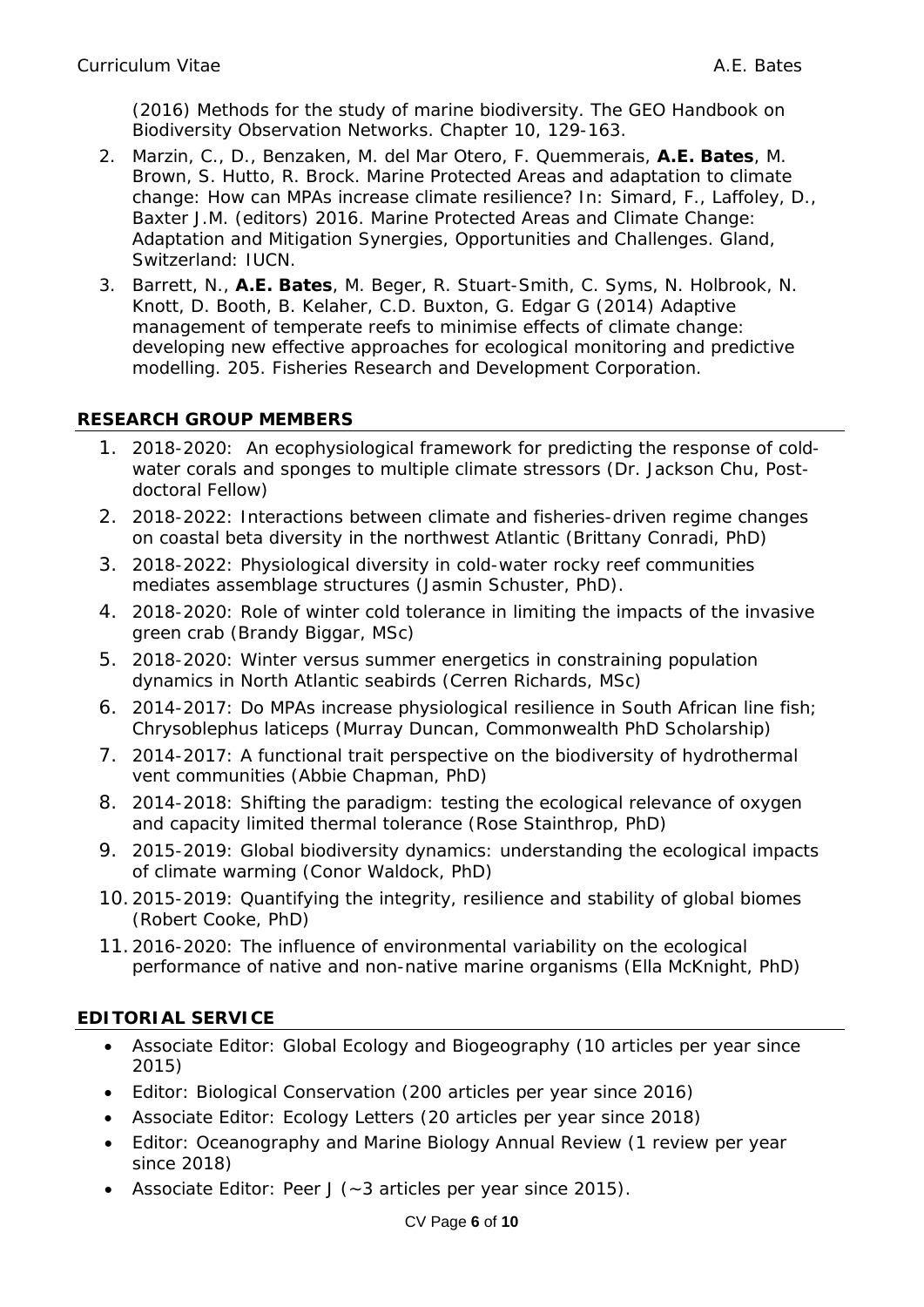(2016) Methods for the study of marine biodiversity. The GEO Handbook on Biodiversity Observation Networks. Chapter 10, 129-163.

2. Marzin, C., D., Benzaken, M. del Mar Otero, F. Quemmerais, **A.E. Bates**, M. Brown, S. Hutto, R. Brock. Marine Protected Areas and adaptation to climate change: How can MPAs increase climate resilience? In: Simard, F., Laffoley, D., Baxter J.M. (editors) 2016. Marine Protected Areas and Climate Change: Adaptation and Mitigation Synergies, Opportunities and Challenges. Gland, Switzerland: IUCN.
3. Barrett, N., **A.E. Bates**, M. Beger, R. Stuart-Smith, C. Syms, N. Holbrook, N. Knott, D. Booth, B. Kelaher, C.D. Buxton, G. Edgar G (2014) Adaptive management of temperate reefs to minimise effects of climate change: developing new effective approaches for ecological monitoring and predictive modelling. 205. Fisheries Research and Development Corporation.

## RESEARCH GROUP MEMBERS

1. 2018-2020: An ecophysiological framework for predicting the response of cold-water corals and sponges to multiple climate stressors (Dr. Jackson Chu, Post-doctoral Fellow)
2. 2018-2022: Interactions between climate and fisheries-driven regime changes on coastal beta diversity in the northwest Atlantic (Brittany Conradi, PhD)
3. 2018-2022: Physiological diversity in cold-water rocky reef communities mediates assemblage structures (Jasmin Schuster, PhD).
4. 2018-2020: Role of winter cold tolerance in limiting the impacts of the invasive green crab (Brandy Biggar, MSc)
5. 2018-2020: Winter versus summer energetics in constraining population dynamics in North Atlantic seabirds (Cerren Richards, MSc)
6. 2014-2017: Do MPAs increase physiological resilience in South African line fish; Chrysoblephus laticeps (Murray Duncan, Commonwealth PhD Scholarship)
7. 2014-2017: A functional trait perspective on the biodiversity of hydrothermal vent communities (Abbie Chapman, PhD)
8. 2014-2018: Shifting the paradigm: testing the ecological relevance of oxygen and capacity limited thermal tolerance (Rose Stainthrop, PhD)
9. 2015-2019: Global biodiversity dynamics: understanding the ecological impacts of climate warming (Conor Waldock, PhD)
10. 2015-2019: Quantifying the integrity, resilience and stability of global biomes (Robert Cooke, PhD)
11. 2016-2020: The influence of environmental variability on the ecological performance of native and non-native marine organisms (Ella McKnight, PhD)

## EDITORIAL SERVICE

- Associate Editor: Global Ecology and Biogeography (10 articles per year since 2015)
- Editor: Biological Conservation (200 articles per year since 2016)
- Associate Editor: Ecology Letters (20 articles per year since 2018)
- Editor: Oceanography and Marine Biology Annual Review (1 review per year since 2018)
- Associate Editor: Peer J (~3 articles per year since 2015).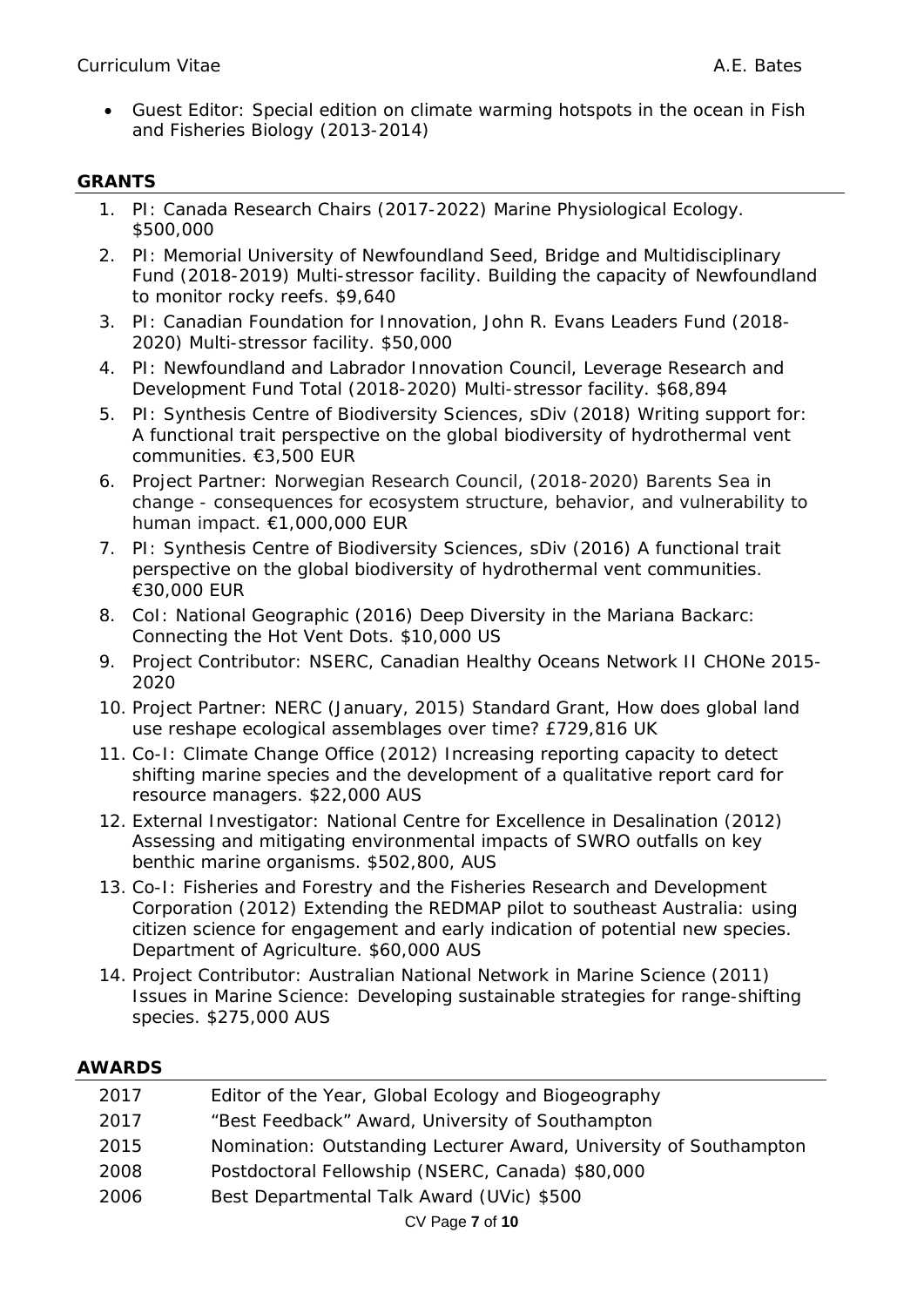- Guest Editor: Special edition on climate warming hotspots in the ocean in Fish and Fisheries Biology (2013-2014)

## GRANTS

1. PI: Canada Research Chairs (2017-2022) Marine Physiological Ecology. $500,000
2. PI: Memorial University of Newfoundland Seed, Bridge and Multidisciplinary Fund (2018-2019) Multi-stressor facility. Building the capacity of Newfoundland to monitor rocky reefs. $9,640
3. PI: Canadian Foundation for Innovation, John R. Evans Leaders Fund (2018-2020) Multi-stressor facility. $50,000
4. PI: Newfoundland and Labrador Innovation Council, Leverage Research and Development Fund Total (2018-2020) Multi-stressor facility. $68,894
5. PI: Synthesis Centre of Biodiversity Sciences, sDiv (2018) Writing support for: A functional trait perspective on the global biodiversity of hydrothermal vent communities. €3,500 EUR
6. Project Partner: Norwegian Research Council, (2018-2020) Barents Sea in change - consequences for ecosystem structure, behavior, and vulnerability to human impact. €1,000,000 EUR
7. PI: Synthesis Centre of Biodiversity Sciences, sDiv (2016) A functional trait perspective on the global biodiversity of hydrothermal vent communities. €30,000 EUR
8. CoI: National Geographic (2016) Deep Diversity in the Mariana Backarc: Connecting the Hot Vent Dots. $10,000 US
9. Project Contributor: NSERC, Canadian Healthy Oceans Network II CHONe 2015-2020
10. Project Partner: NERC (January, 2015) Standard Grant, How does global land use reshape ecological assemblages over time? £729,816 UK
11. Co-I: Climate Change Office (2012) Increasing reporting capacity to detect shifting marine species and the development of a qualitative report card for resource managers. $22,000 AUS
12. External Investigator: National Centre for Excellence in Desalination (2012) Assessing and mitigating environmental impacts of SWRO outfalls on key benthic marine organisms. $502,800, AUS
13. Co-I: Fisheries and Forestry and the Fisheries Research and Development Corporation (2012) Extending the REDMAP pilot to southeast Australia: using citizen science for engagement and early indication of potential new species. Department of Agriculture. $60,000 AUS
14. Project Contributor: Australian National Network in Marine Science (2011) Issues in Marine Science: Developing sustainable strategies for range-shifting species. $275,000 AUS

## AWARDS

| | |
|---|---|
| 2017 | Editor of the Year, Global Ecology and Biogeography |
| 2017 | "Best Feedback" Award, University of Southampton |
| 2015 | Nomination: Outstanding Lecturer Award, University of Southampton |
| 2008 | Postdoctoral Fellowship (NSERC, Canada) $80,000 |
| 2006 | Best Departmental Talk Award (UVic) $500 |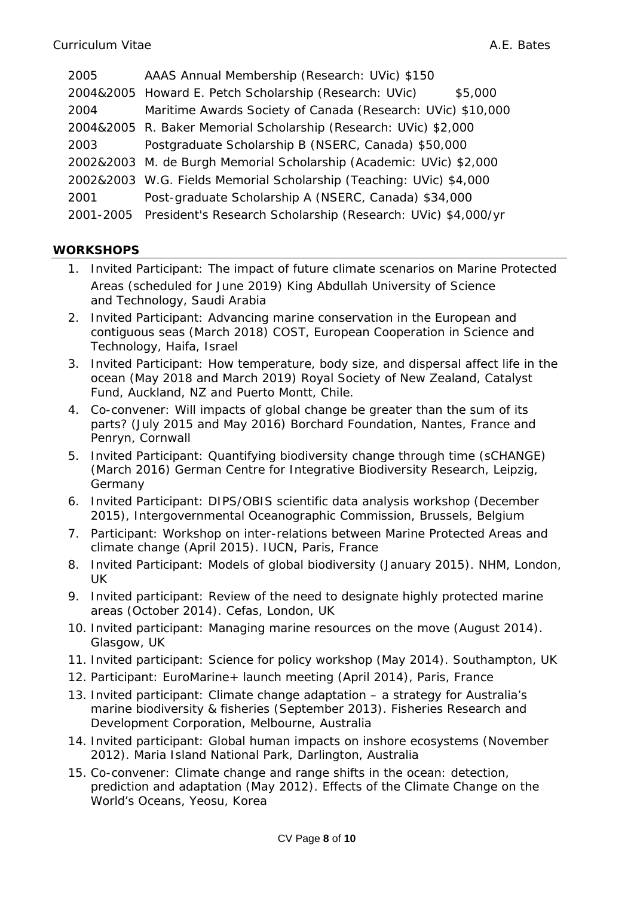| | |
|---|---|
| 2005 | AAAS Annual Membership (Research: UVic) $150 |
| 2004&2005 | Howard E. Petch Scholarship (Research: UVic) $5,000 |
| 2004 | Maritime Awards Society of Canada (Research: UVic) $10,000 |
| 2004&2005 | R. Baker Memorial Scholarship (Research: UVic) $2,000 |
| 2003 | Postgraduate Scholarship B (NSERC, Canada) $50,000 |
| 2002&2003 | M. de Burgh Memorial Scholarship (Academic: UVic) $2,000 |
| 2002&2003 | W.G. Fields Memorial Scholarship (Teaching: UVic) $4,000 |
| 2001 | Post-graduate Scholarship A (NSERC, Canada) $34,000 |
| 2001-2005 | President's Research Scholarship (Research: UVic) $4,000/yr |

## WORKSHOPS

1. Invited Participant: The impact of future climate scenarios on Marine Protected Areas (scheduled for June 2019) King Abdullah University of Science and Technology, Saudi Arabia
2. Invited Participant: Advancing marine conservation in the European and contiguous seas (March 2018) COST, European Cooperation in Science and Technology, Haifa, Israel
3. Invited Participant: How temperature, body size, and dispersal affect life in the ocean (May 2018 and March 2019) Royal Society of New Zealand, Catalyst Fund, Auckland, NZ and Puerto Montt, Chile.
4. Co-convener: Will impacts of global change be greater than the sum of its parts? (July 2015 and May 2016) Borchard Foundation, Nantes, France and Penryn, Cornwall
5. Invited Participant: Quantifying biodiversity change through time (sCHANGE) (March 2016) German Centre for Integrative Biodiversity Research, Leipzig, Germany
6. Invited Participant: DIPS/OBIS scientific data analysis workshop (December 2015), Intergovernmental Oceanographic Commission, Brussels, Belgium
7. Participant: Workshop on inter-relations between Marine Protected Areas and climate change (April 2015). IUCN, Paris, France
8. Invited Participant: Models of global biodiversity (January 2015). NHM, London, UK
9. Invited participant: Review of the need to designate highly protected marine areas (October 2014). Cefas, London, UK
10. Invited participant: Managing marine resources on the move (August 2014). Glasgow, UK
11. Invited participant: Science for policy workshop (May 2014). Southampton, UK
12. Participant: EuroMarine+ launch meeting (April 2014), Paris, France
13. Invited participant: Climate change adaptation – a strategy for Australia's marine biodiversity & fisheries (September 2013). Fisheries Research and Development Corporation, Melbourne, Australia
14. Invited participant: Global human impacts on inshore ecosystems (November 2012). Maria Island National Park, Darlington, Australia
15. Co-convener: Climate change and range shifts in the ocean: detection, prediction and adaptation (May 2012). Effects of the Climate Change on the World's Oceans, Yeosu, Korea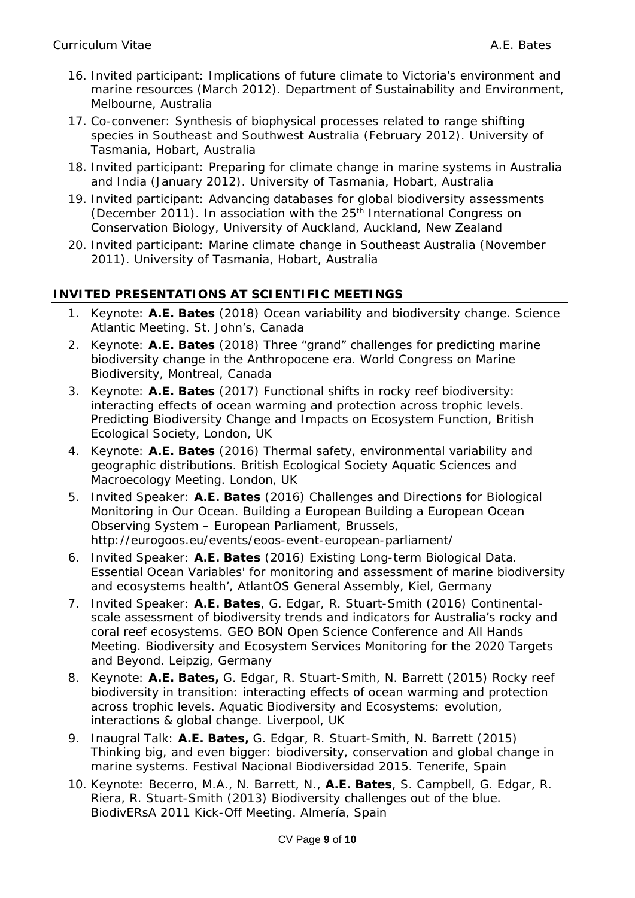16. Invited participant: Implications of future climate to Victoria's environment and marine resources (March 2012). Department of Sustainability and Environment, Melbourne, Australia
17. Co-convener: Synthesis of biophysical processes related to range shifting species in Southeast and Southwest Australia (February 2012). University of Tasmania, Hobart, Australia
18. Invited participant: Preparing for climate change in marine systems in Australia and India (January 2012). University of Tasmania, Hobart, Australia
19. Invited participant: Advancing databases for global biodiversity assessments (December 2011). In association with the 25th International Congress on Conservation Biology, University of Auckland, Auckland, New Zealand
20. Invited participant: Marine climate change in Southeast Australia (November 2011). University of Tasmania, Hobart, Australia

## INVITED PRESENTATIONS AT SCIENTIFIC MEETINGS

1. Keynote: **A.E. Bates** (2018) Ocean variability and biodiversity change. Science Atlantic Meeting. St. John's, Canada
2. Keynote: **A.E. Bates** (2018) Three "grand" challenges for predicting marine biodiversity change in the Anthropocene era. World Congress on Marine Biodiversity, Montreal, Canada
3. Keynote: **A.E. Bates** (2017) Functional shifts in rocky reef biodiversity: interacting effects of ocean warming and protection across trophic levels. Predicting Biodiversity Change and Impacts on Ecosystem Function, British Ecological Society, London, UK
4. Keynote: **A.E. Bates** (2016) Thermal safety, environmental variability and geographic distributions. British Ecological Society Aquatic Sciences and Macroecology Meeting. London, UK
5. Invited Speaker: **A.E. Bates** (2016) Challenges and Directions for Biological Monitoring in Our Ocean. Building a European Building a European Ocean Observing System – European Parliament, Brussels, http://eurogoos.eu/events/eoos-event-european-parliament/
6. Invited Speaker: **A.E. Bates** (2016) Existing Long-term Biological Data. Essential Ocean Variables' for monitoring and assessment of marine biodiversity and ecosystems health', AtlantOS General Assembly, Kiel, Germany
7. Invited Speaker: **A.E. Bates**, G. Edgar, R. Stuart-Smith (2016) Continental-scale assessment of biodiversity trends and indicators for Australia's rocky and coral reef ecosystems. GEO BON Open Science Conference and All Hands Meeting. Biodiversity and Ecosystem Services Monitoring for the 2020 Targets and Beyond. Leipzig, Germany
8. Keynote: **A.E. Bates,** G. Edgar, R. Stuart-Smith, N. Barrett (2015) Rocky reef biodiversity in transition: interacting effects of ocean warming and protection across trophic levels. Aquatic Biodiversity and Ecosystems: evolution, interactions & global change. Liverpool, UK
9. Inaugral Talk: **A.E. Bates,** G. Edgar, R. Stuart-Smith, N. Barrett (2015) Thinking big, and even bigger: biodiversity, conservation and global change in marine systems. Festival Nacional Biodiversidad 2015. Tenerife, Spain
10. Keynote: Becerro, M.A., N. Barrett, N., **A.E. Bates**, S. Campbell, G. Edgar, R. Riera, R. Stuart-Smith (2013) Biodiversity challenges out of the blue. BiodivERsA 2011 Kick-Off Meeting. Almería, Spain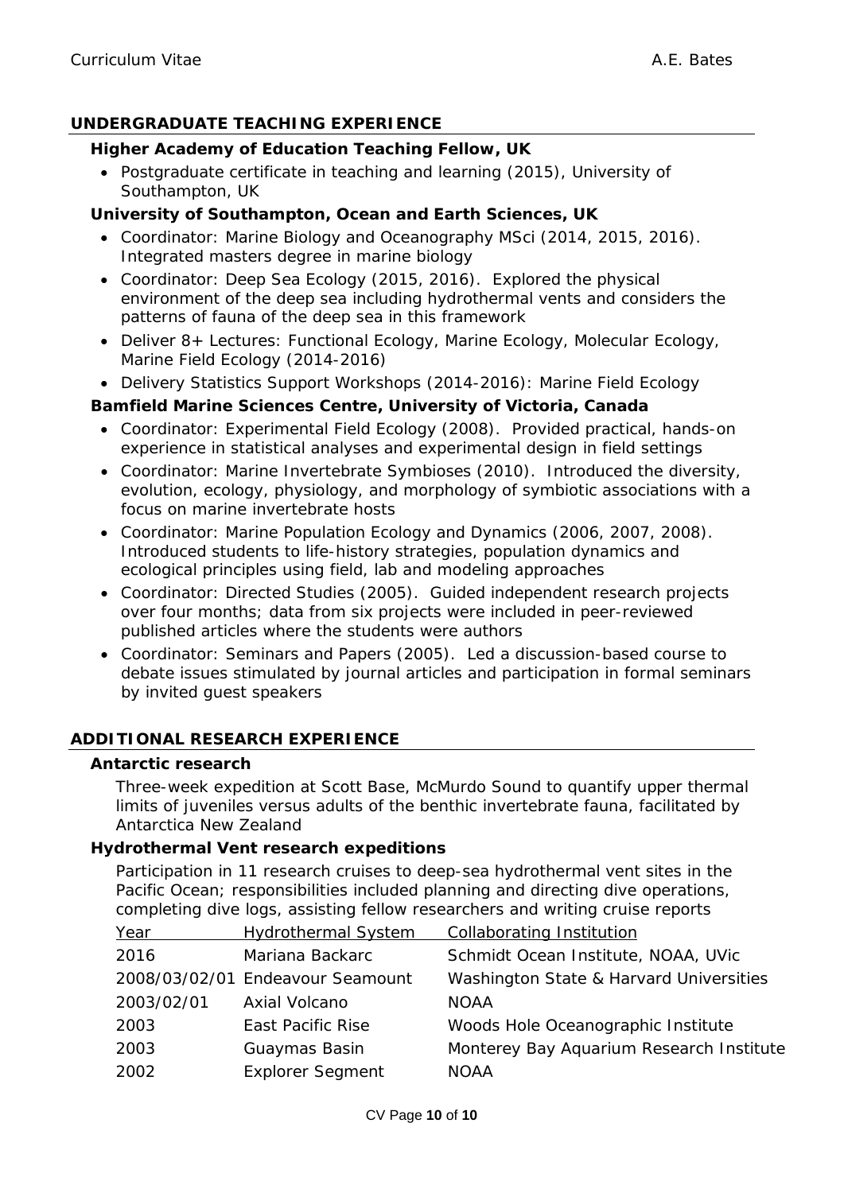## UNDERGRADUATE TEACHING EXPERIENCE

### Higher Academy of Education Teaching Fellow, UK

- Postgraduate certificate in teaching and learning (2015), University of Southampton, UK

### University of Southampton, Ocean and Earth Sciences, UK

- Coordinator: Marine Biology and Oceanography MSci (2014, 2015, 2016). Integrated masters degree in marine biology
- Coordinator: Deep Sea Ecology (2015, 2016). Explored the physical environment of the deep sea including hydrothermal vents and considers the patterns of fauna of the deep sea in this framework
- Deliver 8+ Lectures: Functional Ecology, Marine Ecology, Molecular Ecology, Marine Field Ecology (2014-2016)
- Delivery Statistics Support Workshops (2014-2016): Marine Field Ecology

### Bamfield Marine Sciences Centre, University of Victoria, Canada

- Coordinator: Experimental Field Ecology (2008). Provided practical, hands-on experience in statistical analyses and experimental design in field settings
- Coordinator: Marine Invertebrate Symbioses (2010). Introduced the diversity, evolution, ecology, physiology, and morphology of symbiotic associations with a focus on marine invertebrate hosts
- Coordinator: Marine Population Ecology and Dynamics (2006, 2007, 2008). Introduced students to life-history strategies, population dynamics and ecological principles using field, lab and modeling approaches
- Coordinator: Directed Studies (2005). Guided independent research projects over four months; data from six projects were included in peer-reviewed published articles where the students were authors
- Coordinator: Seminars and Papers (2005). Led a discussion-based course to debate issues stimulated by journal articles and participation in formal seminars by invited guest speakers

## ADDITIONAL RESEARCH EXPERIENCE

### Antarctic research

Three-week expedition at Scott Base, McMurdo Sound to quantify upper thermal limits of juveniles versus adults of the benthic invertebrate fauna, facilitated by Antarctica New Zealand

### Hydrothermal Vent research expeditions

Participation in 11 research cruises to deep-sea hydrothermal vent sites in the Pacific Ocean; responsibilities included planning and directing dive operations, completing dive logs, assisting fellow researchers and writing cruise reports

| Year | Hydrothermal System | Collaborating Institution |
| --- | --- | --- |
| 2016 | Mariana Backarc | Schmidt Ocean Institute, NOAA, UVic |
| 2008/03/02/01 | Endeavour Seamount | Washington State & Harvard Universities |
| 2003/02/01 | Axial Volcano | NOAA |
| 2003 | East Pacific Rise | Woods Hole Oceanographic Institute |
| 2003 | Guaymas Basin | Monterey Bay Aquarium Research Institute |
| 2002 | Explorer Segment | NOAA |